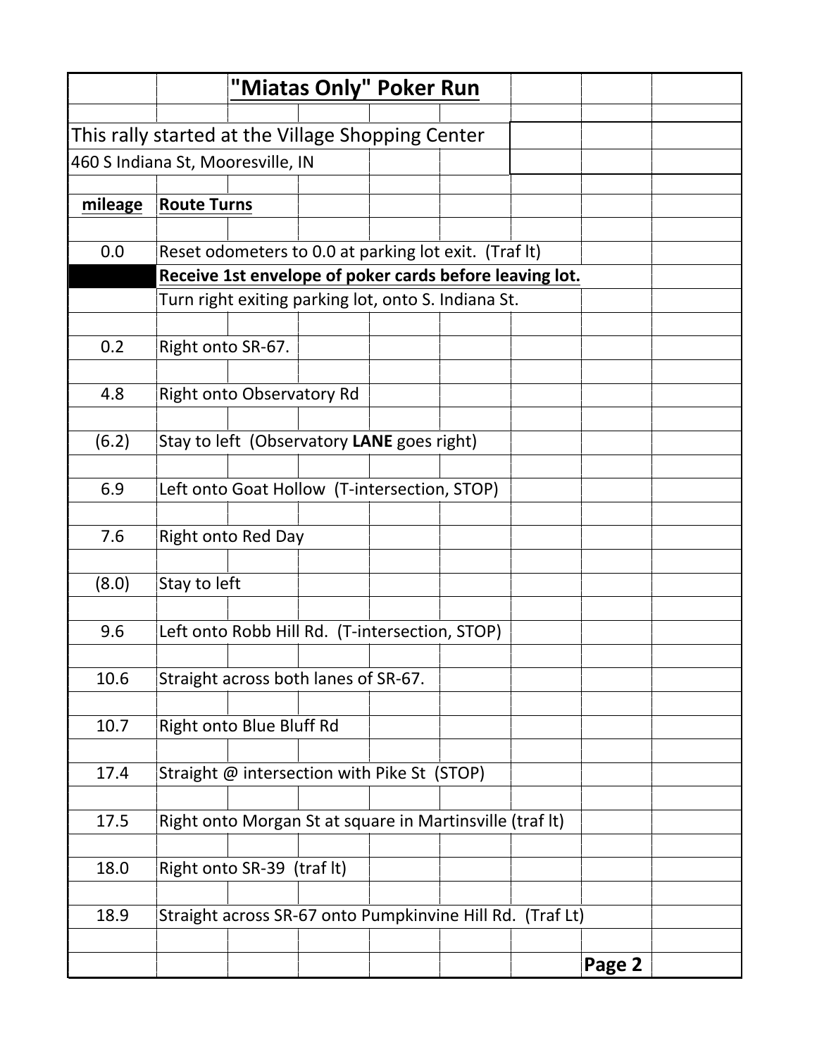# "Miatas Only" Poker Run

This rally started at the Village Shopping Center
460 S Indiana St, Mooresville, IN

| mileage | Route Turns |
| --- | --- |
| 0.0 | Reset odometers to 0.0 at parking lot exit. (Traf lt) |
| | **Receive 1st envelope of poker cards before leaving lot.** |
| | Turn right exiting parking lot, onto S. Indiana St. |
| 0.2 | Right onto SR-67. |
| 4.8 | Right onto Observatory Rd |
| (6.2) | Stay to left (Observatory **LANE** goes right) |
| 6.9 | Left onto Goat Hollow (T-intersection, STOP) |
| 7.6 | Right onto Red Day |
| (8.0) | Stay to left |
| 9.6 | Left onto Robb Hill Rd. (T-intersection, STOP) |
| 10.6 | Straight across both lanes of SR-67. |
| 10.7 | Right onto Blue Bluff Rd |
| 17.4 | Straight @ intersection with Pike St (STOP) |
| 17.5 | Right onto Morgan St at square in Martinsville (traf lt) |
| 18.0 | Right onto SR-39 (traf lt) |
| 18.9 | Straight across SR-67 onto Pumpkinvine Hill Rd. (Traf Lt) |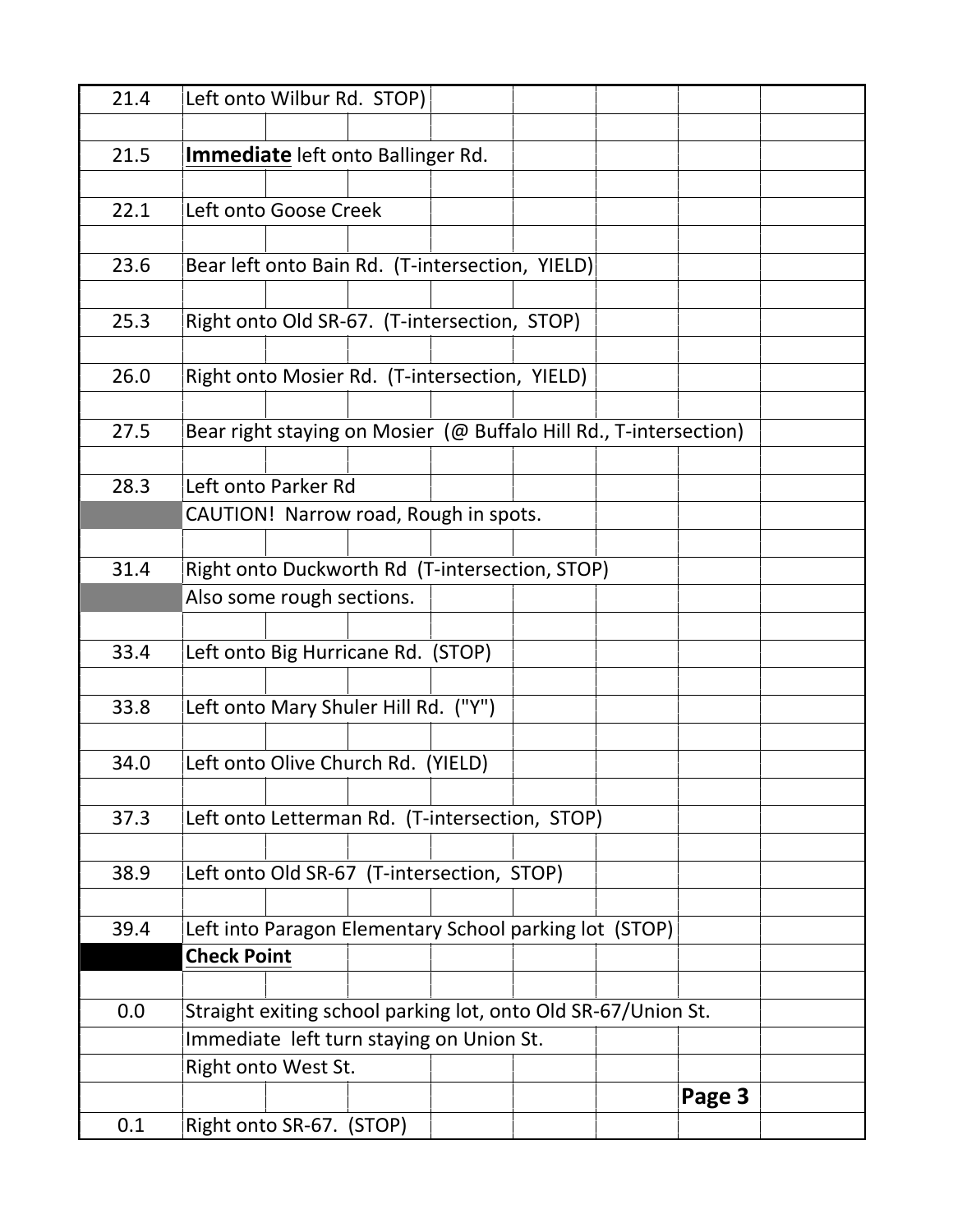| | |
|---|---|
| 21.4 | Left onto Wilbur Rd. STOP) |
| 21.5 | **Immediate** left onto Ballinger Rd. |
| 22.1 | Left onto Goose Creek |
| 23.6 | Bear left onto Bain Rd. (T-intersection, YIELD) |
| 25.3 | Right onto Old SR-67. (T-intersection, STOP) |
| 26.0 | Right onto Mosier Rd. (T-intersection, YIELD) |
| 27.5 | Bear right staying on Mosier (@ Buffalo Hill Rd., T-intersection) |
| 28.3 | Left onto Parker Rd |
| | CAUTION! Narrow road, Rough in spots. |
| 31.4 | Right onto Duckworth Rd (T-intersection, STOP) |
| | Also some rough sections. |
| 33.4 | Left onto Big Hurricane Rd. (STOP) |
| 33.8 | Left onto Mary Shuler Hill Rd. ("Y") |
| 34.0 | Left onto Olive Church Rd. (YIELD) |
| 37.3 | Left onto Letterman Rd. (T-intersection, STOP) |
| 38.9 | Left onto Old SR-67 (T-intersection, STOP) |
| 39.4 | Left into Paragon Elementary School parking lot (STOP) |
| | **Check Point** |
| 0.0 | Straight exiting school parking lot, onto Old SR-67/Union St. |
| | Immediate left turn staying on Union St. |
| | Right onto West St. |
| 0.1 | Right onto SR-67. (STOP) |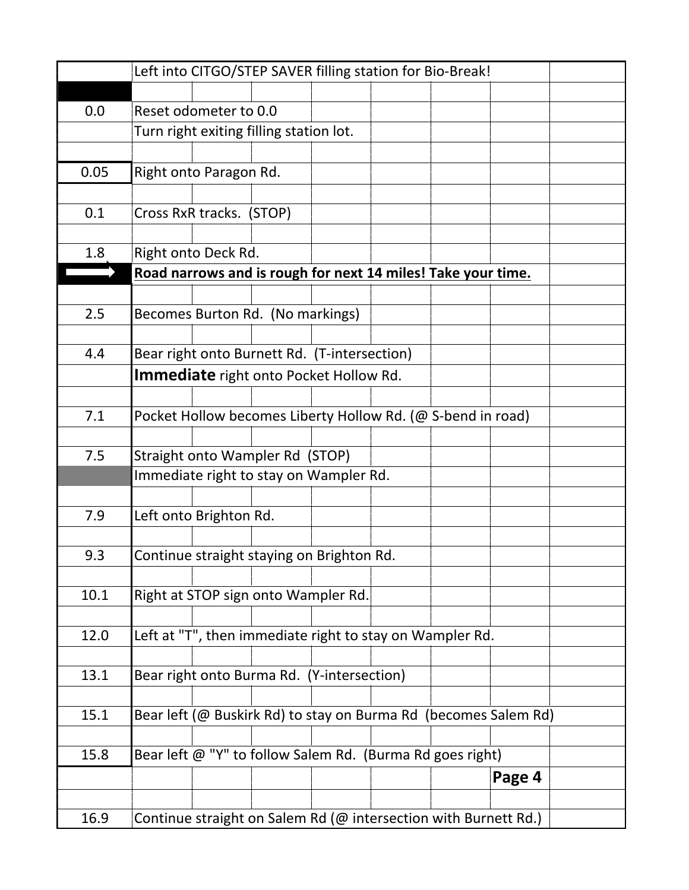| | |
|---|---|
| | Left into CITGO/STEP SAVER filling station for Bio-Break! |
| | |
| 0.0 | Reset odometer to 0.0 |
| | Turn right exiting filling station lot. |
| | |
| 0.05 | Right onto Paragon Rd. |
| | |
| 0.1 | Cross RxR tracks. (STOP) |
| | |
| 1.8 | Right onto Deck Rd. |
| ⟹ | **Road narrows and is rough for next 14 miles! Take your time.** |
| | |
| 2.5 | Becomes Burton Rd. (No markings) |
| | |
| 4.4 | Bear right onto Burnett Rd. (T-intersection) |
| | **Immediate** right onto Pocket Hollow Rd. |
| | |
| 7.1 | Pocket Hollow becomes Liberty Hollow Rd. (@ S-bend in road) |
| | |
| 7.5 | Straight onto Wampler Rd (STOP) |
| | Immediate right to stay on Wampler Rd. |
| | |
| 7.9 | Left onto Brighton Rd. |
| | |
| 9.3 | Continue straight staying on Brighton Rd. |
| | |
| 10.1 | Right at STOP sign onto Wampler Rd. |
| | |
| 12.0 | Left at "T", then immediate right to stay on Wampler Rd. |
| | |
| 13.1 | Bear right onto Burma Rd. (Y-intersection) |
| | |
| 15.1 | Bear left (@ Buskirk Rd) to stay on Burma Rd (becomes Salem Rd) |
| | |
| 15.8 | Bear left @ "Y" to follow Salem Rd. (Burma Rd goes right) |
| | **Page 4** |
| | |
| 16.9 | Continue straight on Salem Rd (@ intersection with Burnett Rd.) |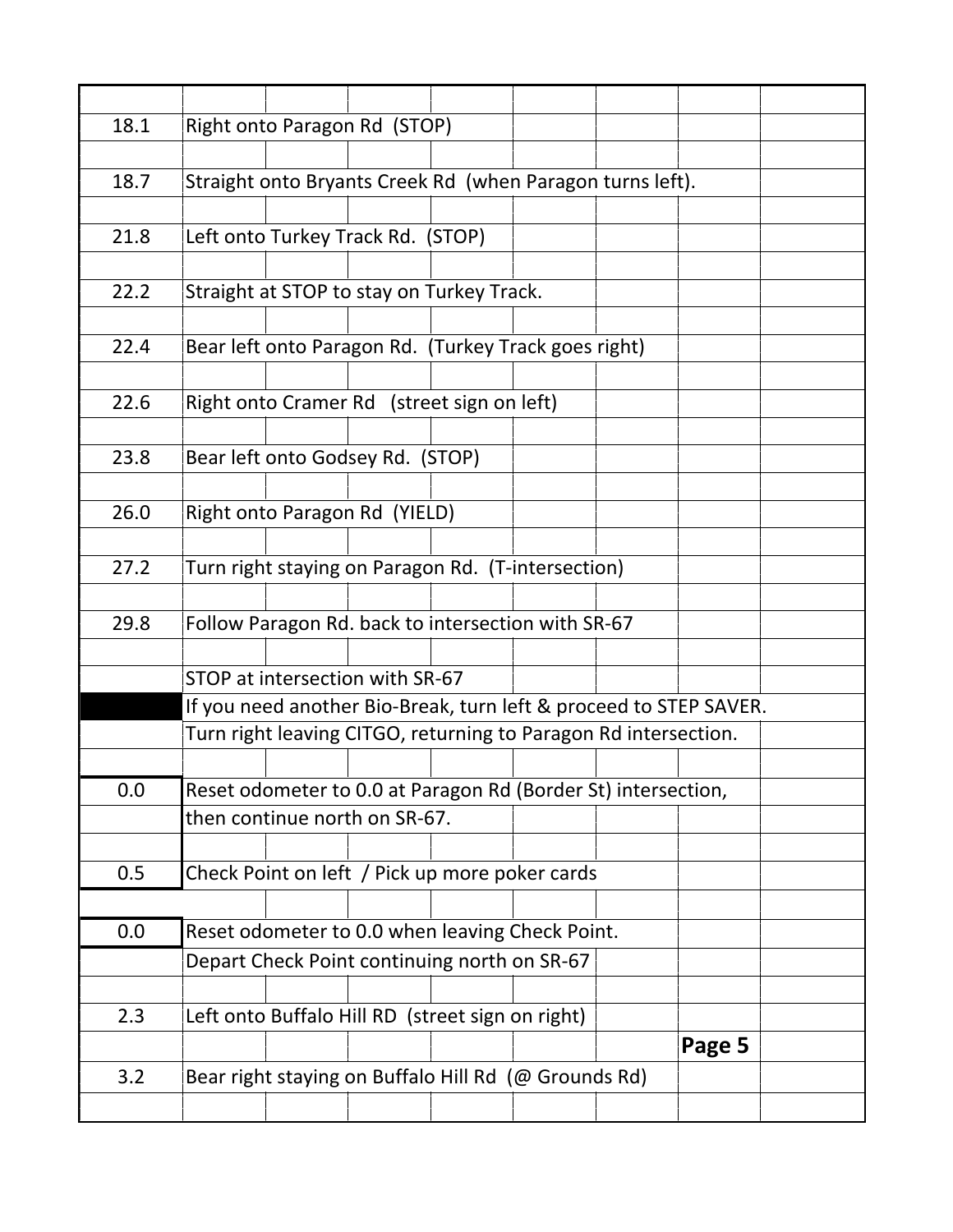| | |
|---|---|
| 18.1 | Right onto Paragon Rd (STOP) |
| 18.7 | Straight onto Bryants Creek Rd (when Paragon turns left). |
| 21.8 | Left onto Turkey Track Rd. (STOP) |
| 22.2 | Straight at STOP to stay on Turkey Track. |
| 22.4 | Bear left onto Paragon Rd. (Turkey Track goes right) |
| 22.6 | Right onto Cramer Rd (street sign on left) |
| 23.8 | Bear left onto Godsey Rd. (STOP) |
| 26.0 | Right onto Paragon Rd (YIELD) |
| 27.2 | Turn right staying on Paragon Rd. (T-intersection) |
| 29.8 | Follow Paragon Rd. back to intersection with SR-67 |
| | STOP at intersection with SR-67 |
| | If you need another Bio-Break, turn left & proceed to STEP SAVER. |
| | Turn right leaving CITGO, returning to Paragon Rd intersection. |
| 0.0 | Reset odometer to 0.0 at Paragon Rd (Border St) intersection, |
| | then continue north on SR-67. |
| 0.5 | Check Point on left / Pick up more poker cards |
| 0.0 | Reset odometer to 0.0 when leaving Check Point. |
| | Depart Check Point continuing north on SR-67 |
| 2.3 | Left onto Buffalo Hill RD (street sign on right) |
| 3.2 | Bear right staying on Buffalo Hill Rd (@ Grounds Rd) |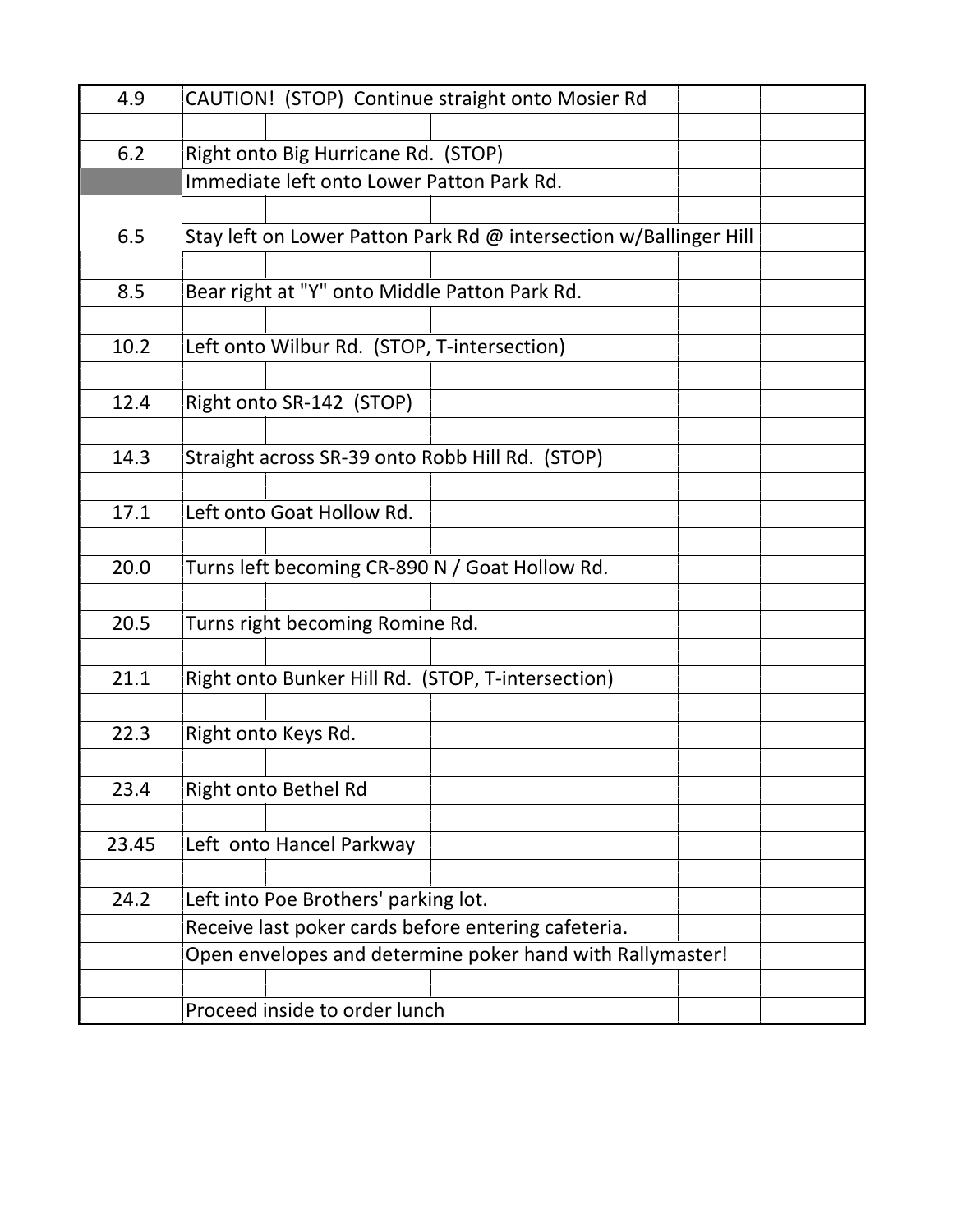| | |
|---|---|
| 4.9 | CAUTION! (STOP) Continue straight onto Mosier Rd |
| | |
| 6.2 | Right onto Big Hurricane Rd. (STOP) |
| | Immediate left onto Lower Patton Park Rd. |
| | |
| 6.5 | Stay left on Lower Patton Park Rd @ intersection w/Ballinger Hill |
| | |
| 8.5 | Bear right at "Y" onto Middle Patton Park Rd. |
| | |
| 10.2 | Left onto Wilbur Rd. (STOP, T-intersection) |
| | |
| 12.4 | Right onto SR-142 (STOP) |
| | |
| 14.3 | Straight across SR-39 onto Robb Hill Rd. (STOP) |
| | |
| 17.1 | Left onto Goat Hollow Rd. |
| | |
| 20.0 | Turns left becoming CR-890 N / Goat Hollow Rd. |
| | |
| 20.5 | Turns right becoming Romine Rd. |
| | |
| 21.1 | Right onto Bunker Hill Rd. (STOP, T-intersection) |
| | |
| 22.3 | Right onto Keys Rd. |
| | |
| 23.4 | Right onto Bethel Rd |
| | |
| 23.45 | Left onto Hancel Parkway |
| | |
| 24.2 | Left into Poe Brothers' parking lot. |
| | Receive last poker cards before entering cafeteria. |
| | Open envelopes and determine poker hand with Rallymaster! |
| | |
| | Proceed inside to order lunch |